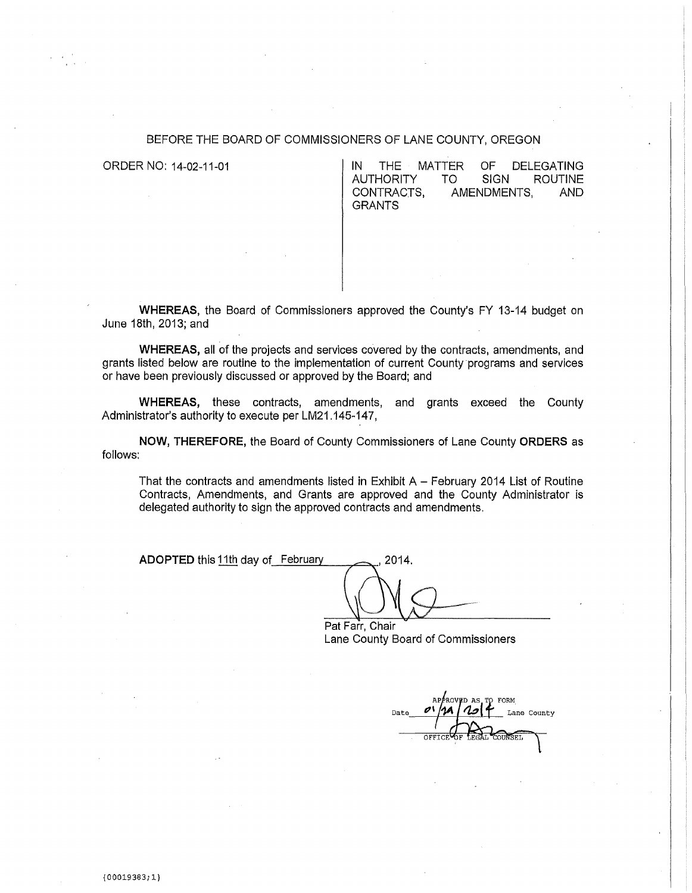BEFORE THE BOARD OF COMMISSIONERS OF LANE COUNTY, OREGON

ORDER NO: 14-02-11-01

IN THE MATTER OF DELEGATING AUTHORITY TO SIGN ROUTINE CONTRACTS, AMENDMENTS, AND GRANTS

**WHEREAS,** the Board of Commissioners approved the County's FY 13-14 budget on June 18th, 2013; and

**WHEREAS,** all of the projects and services covered by the contracts, amendments, and grants listed below are routine to the implementation of current County programs and services or have been previously discussed or approved by the Board; and

**WHEREAS,** these contracts, amendments, and grants exceed the County Administrator's authority to execute per LM21.145-147,

**NOW, THEREFORE,** the Board of County Commissioners of Lane County **ORDERS** as follows:

That the contracts and amendments listed in Exhibit A – February 2014 List of Routine Contracts, Amendments, and Grants are approved and the County Administrator is delegated authority to sign the approved contracts and amendments.

**ADOPTED** this 11th day of February, 2014.

Pat Farr, Chair
Lane County Board of Commissioners

APPROVED AS TO FORM
Date 01/29/2014 Lane County
OFFICE OF LEGAL COUNSEL

{00019383;1}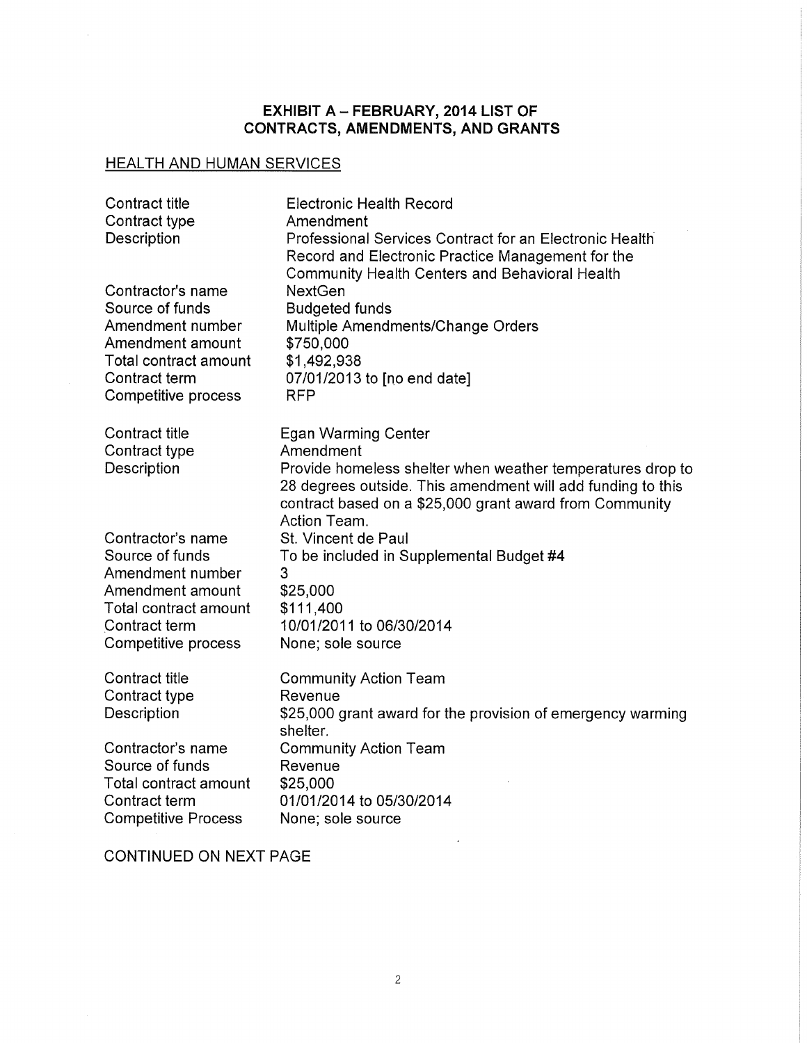## EXHIBIT A – FEBRUARY, 2014 LIST OF CONTRACTS, AMENDMENTS, AND GRANTS

### HEALTH AND HUMAN SERVICES

| | |
|---|---|
| Contract title | Electronic Health Record |
| Contract type | Amendment |
| Description | Professional Services Contract for an Electronic Health Record and Electronic Practice Management for the Community Health Centers and Behavioral Health |
| Contractor's name | NextGen |
| Source of funds | Budgeted funds |
| Amendment number | Multiple Amendments/Change Orders |
| Amendment amount | $750,000 |
| Total contract amount | $1,492,938 |
| Contract term | 07/01/2013 to [no end date] |
| Competitive process | RFP |

| | |
|---|---|
| Contract title | Egan Warming Center |
| Contract type | Amendment |
| Description | Provide homeless shelter when weather temperatures drop to 28 degrees outside. This amendment will add funding to this contract based on a $25,000 grant award from Community Action Team. |
| Contractor's name | St. Vincent de Paul |
| Source of funds | To be included in Supplemental Budget #4 |
| Amendment number | 3 |
| Amendment amount | $25,000 |
| Total contract amount | $111,400 |
| Contract term | 10/01/2011 to 06/30/2014 |
| Competitive process | None; sole source |

| | |
|---|---|
| Contract title | Community Action Team |
| Contract type | Revenue |
| Description | $25,000 grant award for the provision of emergency warming shelter. |
| Contractor's name | Community Action Team |
| Source of funds | Revenue |
| Total contract amount | $25,000 |
| Contract term | 01/01/2014 to 05/30/2014 |
| Competitive Process | None; sole source |

CONTINUED ON NEXT PAGE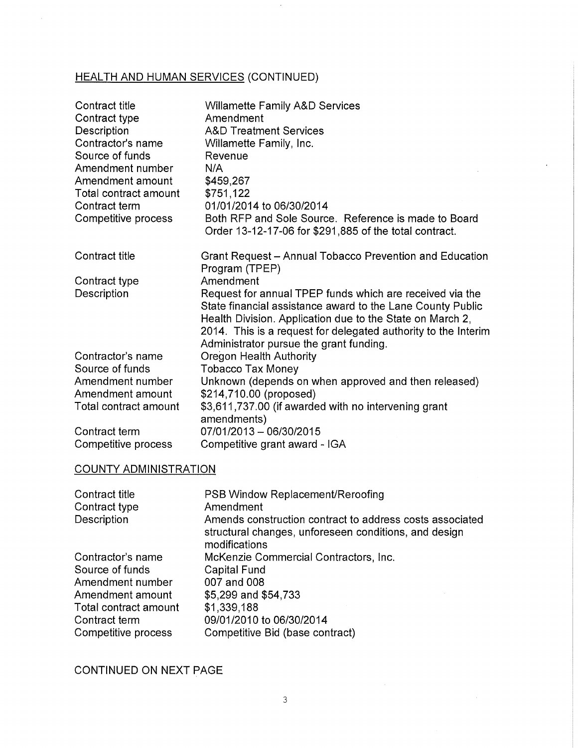## HEALTH AND HUMAN SERVICES (CONTINUED)

| | |
|---|---|
| Contract title | Willamette Family A&D Services |
| Contract type | Amendment |
| Description | A&D Treatment Services |
| Contractor's name | Willamette Family, Inc. |
| Source of funds | Revenue |
| Amendment number | N/A |
| Amendment amount | $459,267 |
| Total contract amount | $751,122 |
| Contract term | 01/01/2014 to 06/30/2014 |
| Competitive process | Both RFP and Sole Source. Reference is made to Board Order 13-12-17-06 for $291,885 of the total contract. |

| | |
|---|---|
| Contract title | Grant Request – Annual Tobacco Prevention and Education Program (TPEP) |
| Contract type | Amendment |
| Description | Request for annual TPEP funds which are received via the State financial assistance award to the Lane County Public Health Division. Application due to the State on March 2, 2014. This is a request for delegated authority to the Interim Administrator pursue the grant funding. |
| Contractor's name | Oregon Health Authority |
| Source of funds | Tobacco Tax Money |
| Amendment number | Unknown (depends on when approved and then released) |
| Amendment amount | $214,710.00 (proposed) |
| Total contract amount | $3,611,737.00 (if awarded with no intervening grant amendments) |
| Contract term | 07/01/2013 – 06/30/2015 |
| Competitive process | Competitive grant award - IGA |

## COUNTY ADMINISTRATION

| | |
|---|---|
| Contract title | PSB Window Replacement/Reroofing |
| Contract type | Amendment |
| Description | Amends construction contract to address costs associated structural changes, unforeseen conditions, and design modifications |
| Contractor's name | McKenzie Commercial Contractors, Inc. |
| Source of funds | Capital Fund |
| Amendment number | 007 and 008 |
| Amendment amount | $5,299 and $54,733 |
| Total contract amount | $1,339,188 |
| Contract term | 09/01/2010 to 06/30/2014 |
| Competitive process | Competitive Bid (base contract) |

CONTINUED ON NEXT PAGE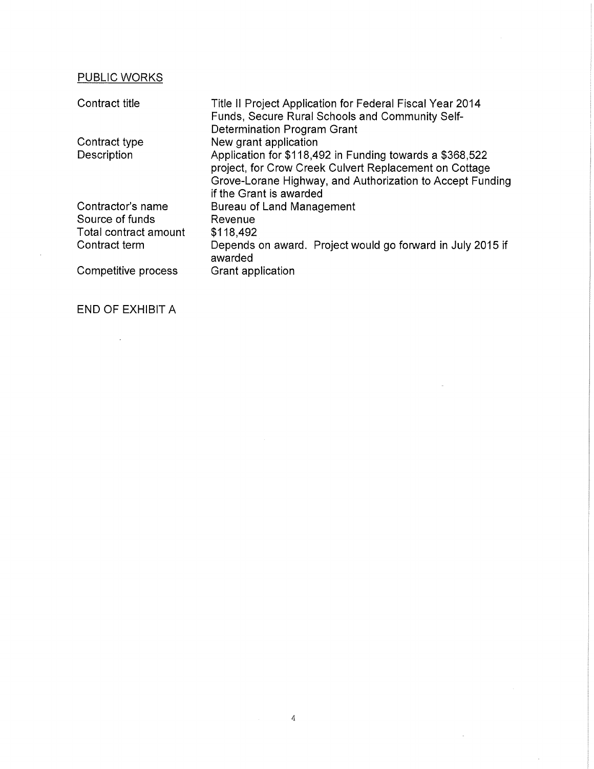PUBLIC WORKS

| | |
|---|---|
| Contract title | Title II Project Application for Federal Fiscal Year 2014 Funds, Secure Rural Schools and Community Self-Determination Program Grant |
| Contract type | New grant application |
| Description | Application for $118,492 in Funding towards a $368,522 project, for Crow Creek Culvert Replacement on Cottage Grove-Lorane Highway, and Authorization to Accept Funding if the Grant is awarded |
| Contractor's name | Bureau of Land Management |
| Source of funds | Revenue |
| Total contract amount | $118,492 |
| Contract term | Depends on award. Project would go forward in July 2015 if awarded |
| Competitive process | Grant application |

END OF EXHIBIT A